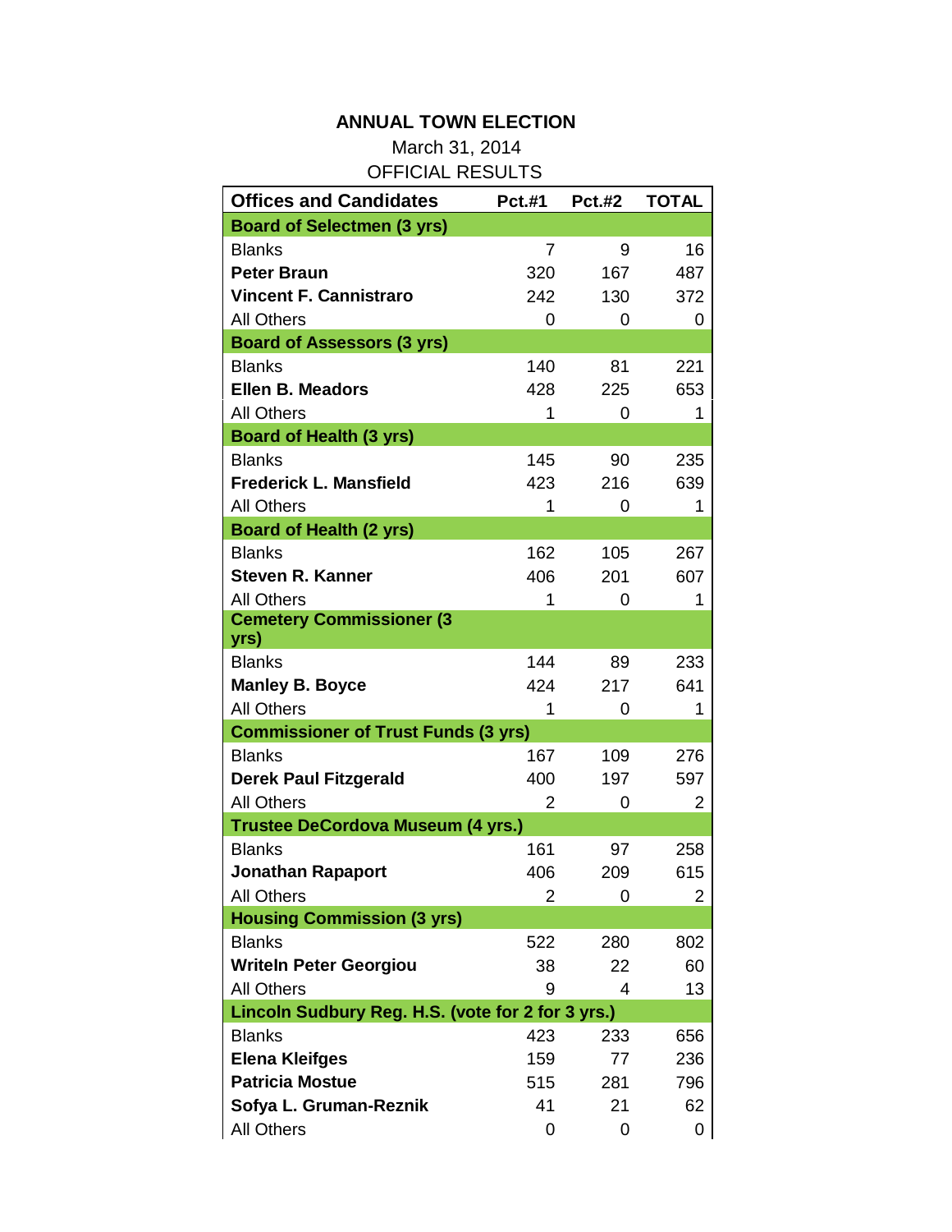# ANNUAL TOWN ELECTION

March 31, 2014

OFFICIAL RESULTS

| Offices and Candidates | Pct.#1 | Pct.#2 | TOTAL |
|---|---|---|---|
| **Board of Selectmen (3 yrs)** | | | |
| Blanks | 7 | 9 | 16 |
| **Peter Braun** | 320 | 167 | 487 |
| **Vincent F. Cannistraro** | 242 | 130 | 372 |
| All Others | 0 | 0 | 0 |
| **Board of Assessors (3 yrs)** | | | |
| Blanks | 140 | 81 | 221 |
| **Ellen B. Meadors** | 428 | 225 | 653 |
| All Others | 1 | 0 | 1 |
| **Board of Health (3 yrs)** | | | |
| Blanks | 145 | 90 | 235 |
| **Frederick L. Mansfield** | 423 | 216 | 639 |
| All Others | 1 | 0 | 1 |
| **Board of Health (2 yrs)** | | | |
| Blanks | 162 | 105 | 267 |
| **Steven R. Kanner** | 406 | 201 | 607 |
| All Others | 1 | 0 | 1 |
| **Cemetery Commissioner (3 yrs)** | | | |
| Blanks | 144 | 89 | 233 |
| **Manley B. Boyce** | 424 | 217 | 641 |
| All Others | 1 | 0 | 1 |
| **Commissioner of Trust Funds (3 yrs)** | | | |
| Blanks | 167 | 109 | 276 |
| **Derek Paul Fitzgerald** | 400 | 197 | 597 |
| All Others | 2 | 0 | 2 |
| **Trustee DeCordova Museum (4 yrs.)** | | | |
| Blanks | 161 | 97 | 258 |
| **Jonathan Rapaport** | 406 | 209 | 615 |
| All Others | 2 | 0 | 2 |
| **Housing Commission (3 yrs)** | | | |
| Blanks | 522 | 280 | 802 |
| **WriteIn Peter Georgiou** | 38 | 22 | 60 |
| All Others | 9 | 4 | 13 |
| **Lincoln Sudbury Reg. H.S. (vote for 2 for 3 yrs.)** | | | |
| Blanks | 423 | 233 | 656 |
| **Elena Kleifges** | 159 | 77 | 236 |
| **Patricia Mostue** | 515 | 281 | 796 |
| **Sofya L. Gruman-Reznik** | 41 | 21 | 62 |
| All Others | 0 | 0 | 0 |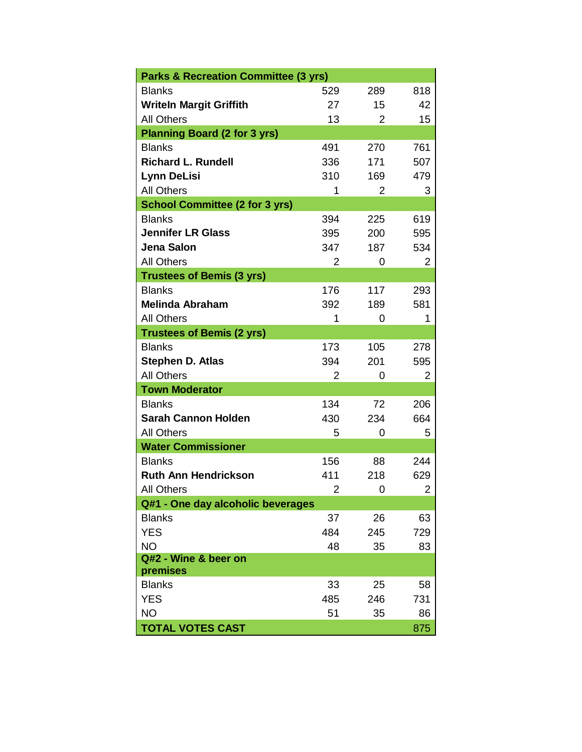| | | | |
|---|---|---|---|
| **Parks & Recreation Committee (3 yrs)** | | | |
| Blanks | 529 | 289 | 818 |
| **WriteIn Margit Griffith** | 27 | 15 | 42 |
| All Others | 13 | 2 | 15 |
| **Planning Board (2 for 3 yrs)** | | | |
| Blanks | 491 | 270 | 761 |
| **Richard L. Rundell** | 336 | 171 | 507 |
| **Lynn DeLisi** | 310 | 169 | 479 |
| All Others | 1 | 2 | 3 |
| **School Committee (2 for 3 yrs)** | | | |
| Blanks | 394 | 225 | 619 |
| **Jennifer LR Glass** | 395 | 200 | 595 |
| **Jena Salon** | 347 | 187 | 534 |
| All Others | 2 | 0 | 2 |
| **Trustees of Bemis (3 yrs)** | | | |
| Blanks | 176 | 117 | 293 |
| **Melinda Abraham** | 392 | 189 | 581 |
| All Others | 1 | 0 | 1 |
| **Trustees of Bemis (2 yrs)** | | | |
| Blanks | 173 | 105 | 278 |
| **Stephen D. Atlas** | 394 | 201 | 595 |
| All Others | 2 | 0 | 2 |
| **Town Moderator** | | | |
| Blanks | 134 | 72 | 206 |
| **Sarah Cannon Holden** | 430 | 234 | 664 |
| All Others | 5 | 0 | 5 |
| **Water Commissioner** | | | |
| Blanks | 156 | 88 | 244 |
| **Ruth Ann Hendrickson** | 411 | 218 | 629 |
| All Others | 2 | 0 | 2 |
| **Q#1 - One day alcoholic beverages** | | | |
| Blanks | 37 | 26 | 63 |
| YES | 484 | 245 | 729 |
| NO | 48 | 35 | 83 |
| **Q#2 - Wine & beer on premises** | | | |
| Blanks | 33 | 25 | 58 |
| YES | 485 | 246 | 731 |
| NO | 51 | 35 | 86 |
| **TOTAL VOTES CAST** | | | 875 |